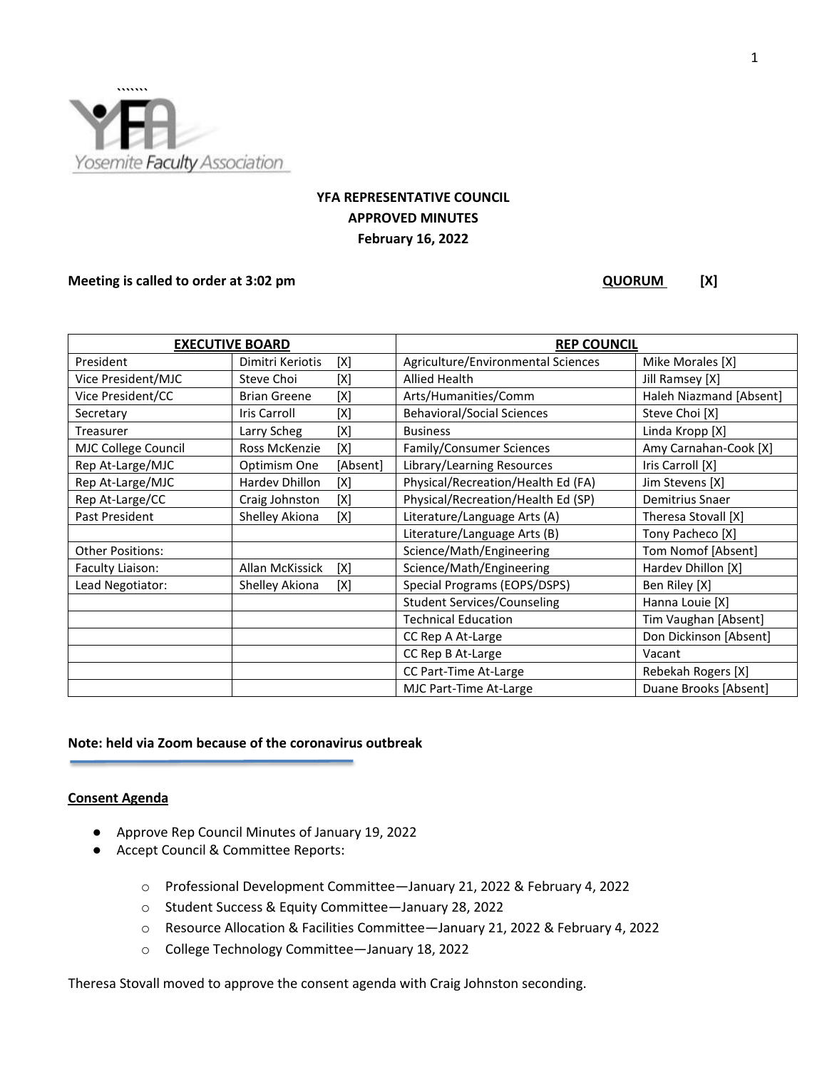Yosemite Faculty Association

# YFA REPRESENTATIVE COUNCIL
## APPROVED MINUTES
### February 16, 2022

**Meeting is called to order at 3:02 pm** **QUORUM [X]**

| **EXECUTIVE BOARD** | | **REP COUNCIL** | |
|---|---|---|---|
| President | Dimitri Keriotis [X] | Agriculture/Environmental Sciences | Mike Morales [X] |
| Vice President/MJC | Steve Choi [X] | Allied Health | Jill Ramsey [X] |
| Vice President/CC | Brian Greene [X] | Arts/Humanities/Comm | Haleh Niazmand [Absent] |
| Secretary | Iris Carroll [X] | Behavioral/Social Sciences | Steve Choi [X] |
| Treasurer | Larry Scheg [X] | Business | Linda Kropp [X] |
| MJC College Council | Ross McKenzie [X] | Family/Consumer Sciences | Amy Carnahan-Cook [X] |
| Rep At-Large/MJC | Optimism One [Absent] | Library/Learning Resources | Iris Carroll [X] |
| Rep At-Large/MJC | Hardev Dhillon [X] | Physical/Recreation/Health Ed (FA) | Jim Stevens [X] |
| Rep At-Large/CC | Craig Johnston [X] | Physical/Recreation/Health Ed (SP) | Demitrius Snaer |
| Past President | Shelley Akiona [X] | Literature/Language Arts (A) | Theresa Stovall [X] |
| | | Literature/Language Arts (B) | Tony Pacheco [X] |
| Other Positions: | | Science/Math/Engineering | Tom Nomof [Absent] |
| Faculty Liaison: | Allan McKissick [X] | Science/Math/Engineering | Hardev Dhillon [X] |
| Lead Negotiator: | Shelley Akiona [X] | Special Programs (EOPS/DSPS) | Ben Riley [X] |
| | | Student Services/Counseling | Hanna Louie [X] |
| | | Technical Education | Tim Vaughan [Absent] |
| | | CC Rep A At-Large | Don Dickinson [Absent] |
| | | CC Rep B At-Large | Vacant |
| | | CC Part-Time At-Large | Rebekah Rogers [X] |
| | | MJC Part-Time At-Large | Duane Brooks [Absent] |

**Note: held via Zoom because of the coronavirus outbreak**

**Consent Agenda**

- Approve Rep Council Minutes of January 19, 2022
- Accept Council & Committee Reports:
  - Professional Development Committee—January 21, 2022 & February 4, 2022
  - Student Success & Equity Committee—January 28, 2022
  - Resource Allocation & Facilities Committee—January 21, 2022 & February 4, 2022
  - College Technology Committee—January 18, 2022

Theresa Stovall moved to approve the consent agenda with Craig Johnston seconding.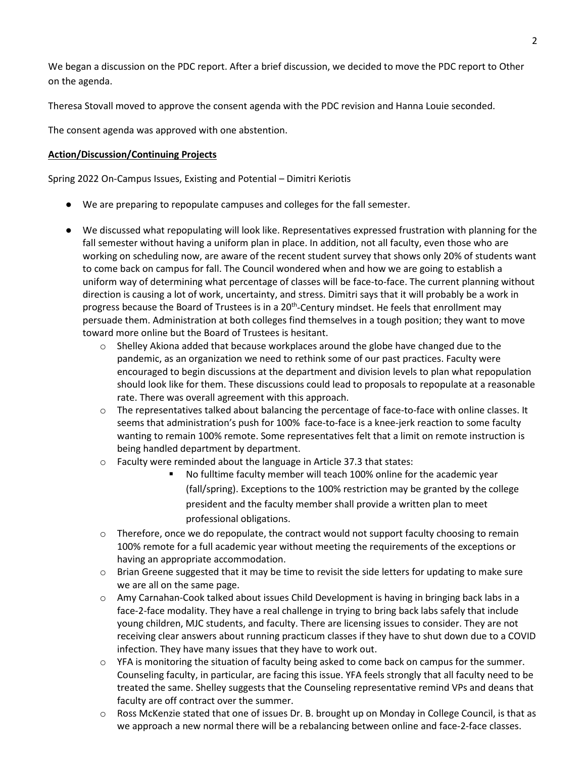We began a discussion on the PDC report. After a brief discussion, we decided to move the PDC report to Other on the agenda.

Theresa Stovall moved to approve the consent agenda with the PDC revision and Hanna Louie seconded.

The consent agenda was approved with one abstention.

**Action/Discussion/Continuing Projects**

Spring 2022 On-Campus Issues, Existing and Potential – Dimitri Keriotis

- We are preparing to repopulate campuses and colleges for the fall semester.
- We discussed what repopulating will look like. Representatives expressed frustration with planning for the fall semester without having a uniform plan in place. In addition, not all faculty, even those who are working on scheduling now, are aware of the recent student survey that shows only 20% of students want to come back on campus for fall. The Council wondered when and how we are going to establish a uniform way of determining what percentage of classes will be face-to-face. The current planning without direction is causing a lot of work, uncertainty, and stress. Dimitri says that it will probably be a work in progress because the Board of Trustees is in a 20th-Century mindset. He feels that enrollment may persuade them. Administration at both colleges find themselves in a tough position; they want to move toward more online but the Board of Trustees is hesitant.
  - Shelley Akiona added that because workplaces around the globe have changed due to the pandemic, as an organization we need to rethink some of our past practices. Faculty were encouraged to begin discussions at the department and division levels to plan what repopulation should look like for them. These discussions could lead to proposals to repopulate at a reasonable rate. There was overall agreement with this approach.
  - The representatives talked about balancing the percentage of face-to-face with online classes. It seems that administration's push for 100% face-to-face is a knee-jerk reaction to some faculty wanting to remain 100% remote. Some representatives felt that a limit on remote instruction is being handled department by department.
  - Faculty were reminded about the language in Article 37.3 that states:
    - No fulltime faculty member will teach 100% online for the academic year (fall/spring). Exceptions to the 100% restriction may be granted by the college president and the faculty member shall provide a written plan to meet professional obligations.
  - Therefore, once we do repopulate, the contract would not support faculty choosing to remain 100% remote for a full academic year without meeting the requirements of the exceptions or having an appropriate accommodation.
  - Brian Greene suggested that it may be time to revisit the side letters for updating to make sure we are all on the same page.
  - Amy Carnahan-Cook talked about issues Child Development is having in bringing back labs in a face-2-face modality. They have a real challenge in trying to bring back labs safely that include young children, MJC students, and faculty. There are licensing issues to consider. They are not receiving clear answers about running practicum classes if they have to shut down due to a COVID infection. They have many issues that they have to work out.
  - YFA is monitoring the situation of faculty being asked to come back on campus for the summer. Counseling faculty, in particular, are facing this issue. YFA feels strongly that all faculty need to be treated the same. Shelley suggests that the Counseling representative remind VPs and deans that faculty are off contract over the summer.
  - Ross McKenzie stated that one of issues Dr. B. brought up on Monday in College Council, is that as we approach a new normal there will be a rebalancing between online and face-2-face classes.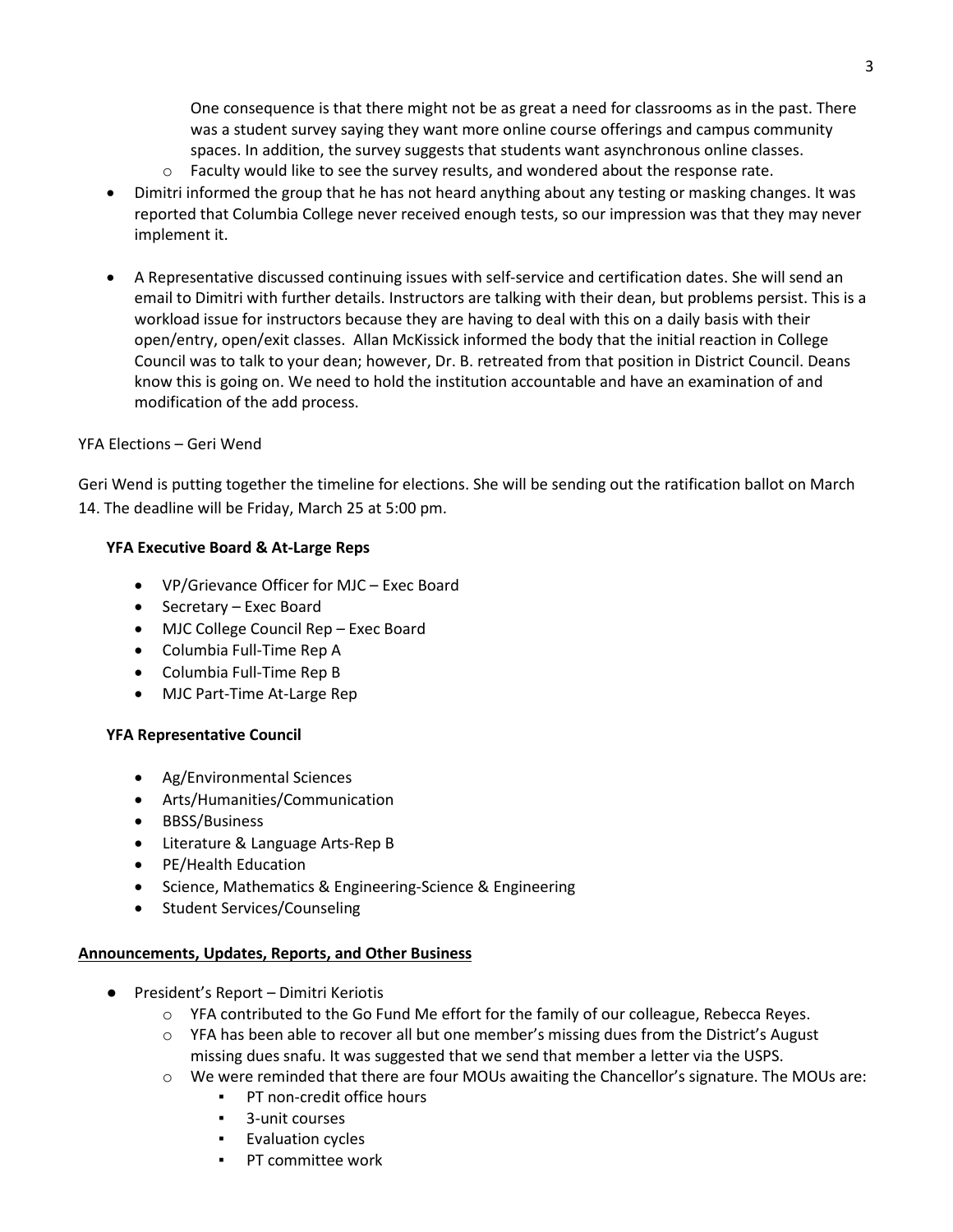One consequence is that there might not be as great a need for classrooms as in the past. There was a student survey saying they want more online course offerings and campus community spaces. In addition, the survey suggests that students want asynchronous online classes.

  - Faculty would like to see the survey results, and wondered about the response rate.

- Dimitri informed the group that he has not heard anything about any testing or masking changes. It was reported that Columbia College never received enough tests, so our impression was that they may never implement it.

- A Representative discussed continuing issues with self-service and certification dates. She will send an email to Dimitri with further details. Instructors are talking with their dean, but problems persist. This is a workload issue for instructors because they are having to deal with this on a daily basis with their open/entry, open/exit classes. Allan McKissick informed the body that the initial reaction in College Council was to talk to your dean; however, Dr. B. retreated from that position in District Council. Deans know this is going on. We need to hold the institution accountable and have an examination of and modification of the add process.

YFA Elections – Geri Wend

Geri Wend is putting together the timeline for elections. She will be sending out the ratification ballot on March 14. The deadline will be Friday, March 25 at 5:00 pm.

**YFA Executive Board & At-Large Reps**

- VP/Grievance Officer for MJC – Exec Board
- Secretary – Exec Board
- MJC College Council Rep – Exec Board
- Columbia Full-Time Rep A
- Columbia Full-Time Rep B
- MJC Part-Time At-Large Rep

**YFA Representative Council**

- Ag/Environmental Sciences
- Arts/Humanities/Communication
- BBSS/Business
- Literature & Language Arts-Rep B
- PE/Health Education
- Science, Mathematics & Engineering-Science & Engineering
- Student Services/Counseling

**Announcements, Updates, Reports, and Other Business**

- President's Report – Dimitri Keriotis
  - YFA contributed to the Go Fund Me effort for the family of our colleague, Rebecca Reyes.
  - YFA has been able to recover all but one member's missing dues from the District's August missing dues snafu. It was suggested that we send that member a letter via the USPS.
  - We were reminded that there are four MOUs awaiting the Chancellor's signature. The MOUs are:
    - PT non-credit office hours
    - 3-unit courses
    - Evaluation cycles
    - PT committee work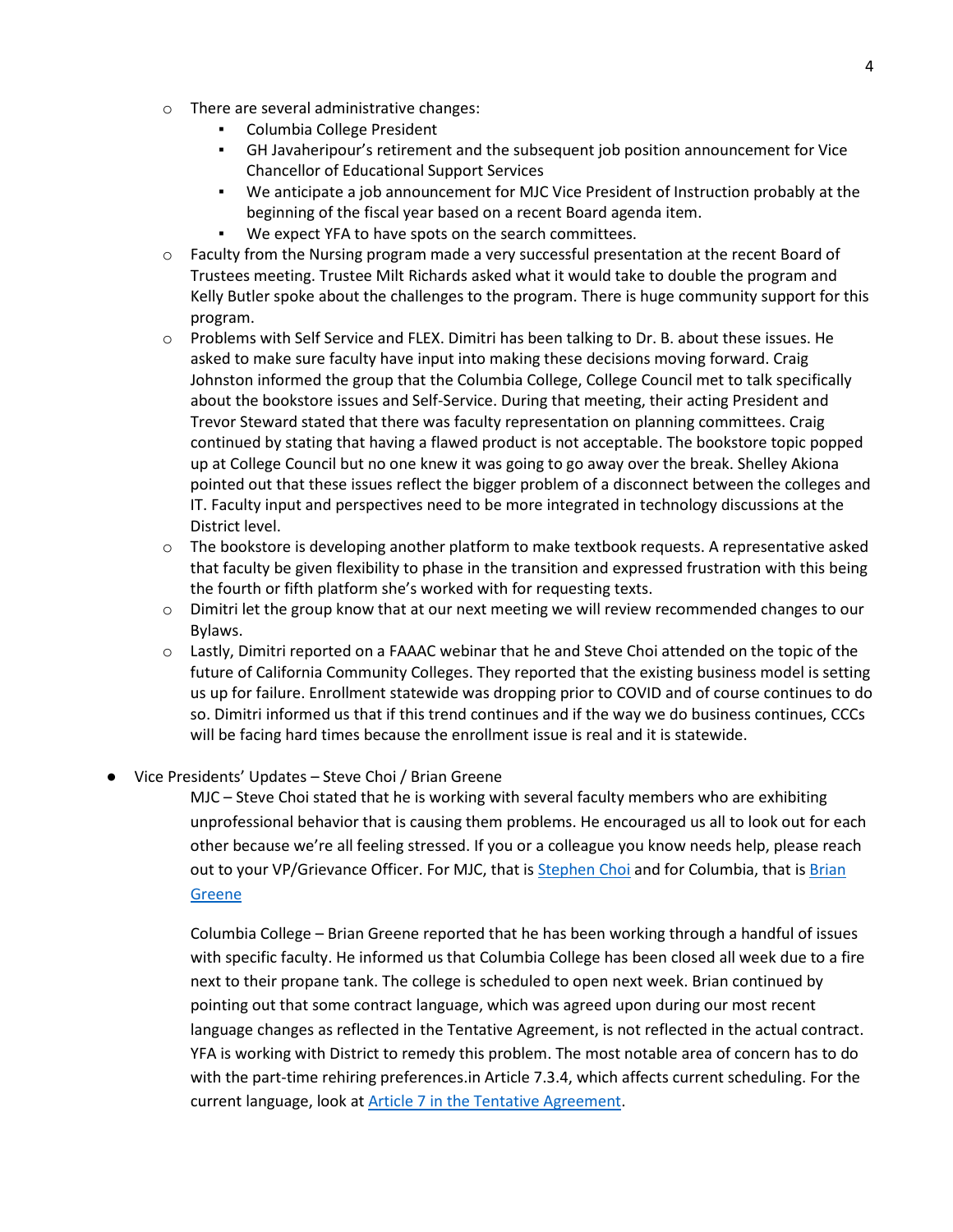- There are several administrative changes:
  - Columbia College President
  - GH Javaheripour's retirement and the subsequent job position announcement for Vice Chancellor of Educational Support Services
  - We anticipate a job announcement for MJC Vice President of Instruction probably at the beginning of the fiscal year based on a recent Board agenda item.
  - We expect YFA to have spots on the search committees.
- Faculty from the Nursing program made a very successful presentation at the recent Board of Trustees meeting. Trustee Milt Richards asked what it would take to double the program and Kelly Butler spoke about the challenges to the program. There is huge community support for this program.
- Problems with Self Service and FLEX. Dimitri has been talking to Dr. B. about these issues. He asked to make sure faculty have input into making these decisions moving forward. Craig Johnston informed the group that the Columbia College, College Council met to talk specifically about the bookstore issues and Self-Service. During that meeting, their acting President and Trevor Steward stated that there was faculty representation on planning committees. Craig continued by stating that having a flawed product is not acceptable. The bookstore topic popped up at College Council but no one knew it was going to go away over the break. Shelley Akiona pointed out that these issues reflect the bigger problem of a disconnect between the colleges and IT. Faculty input and perspectives need to be more integrated in technology discussions at the District level.
- The bookstore is developing another platform to make textbook requests. A representative asked that faculty be given flexibility to phase in the transition and expressed frustration with this being the fourth or fifth platform she's worked with for requesting texts.
- Dimitri let the group know that at our next meeting we will review recommended changes to our Bylaws.
- Lastly, Dimitri reported on a FAAAC webinar that he and Steve Choi attended on the topic of the future of California Community Colleges. They reported that the existing business model is setting us up for failure. Enrollment statewide was dropping prior to COVID and of course continues to do so. Dimitri informed us that if this trend continues and if the way we do business continues, CCCs will be facing hard times because the enrollment issue is real and it is statewide.

- Vice Presidents' Updates – Steve Choi / Brian Greene

  MJC – Steve Choi stated that he is working with several faculty members who are exhibiting unprofessional behavior that is causing them problems. He encouraged us all to look out for each other because we're all feeling stressed. If you or a colleague you know needs help, please reach out to your VP/Grievance Officer. For MJC, that is [Stephen Choi]() and for Columbia, that is [Brian Greene]()

  Columbia College – Brian Greene reported that he has been working through a handful of issues with specific faculty. He informed us that Columbia College has been closed all week due to a fire next to their propane tank. The college is scheduled to open next week. Brian continued by pointing out that some contract language, which was agreed upon during our most recent language changes as reflected in the Tentative Agreement, is not reflected in the actual contract. YFA is working with District to remedy this problem. The most notable area of concern has to do with the part-time rehiring preferences.in Article 7.3.4, which affects current scheduling. For the current language, look at [Article 7 in the Tentative Agreement]().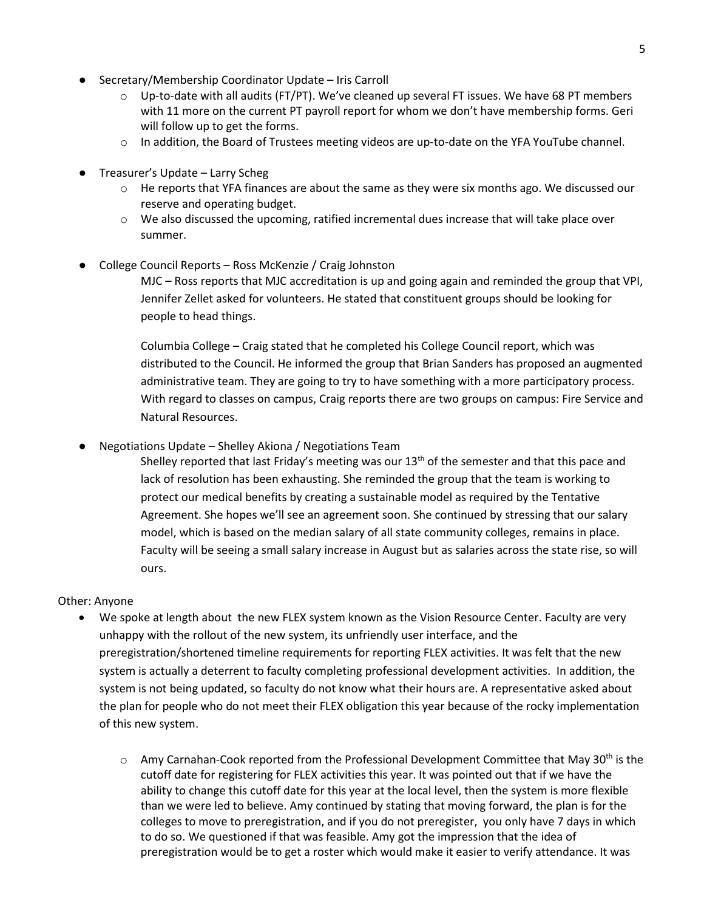- Secretary/Membership Coordinator Update – Iris Carroll
  - Up-to-date with all audits (FT/PT). We've cleaned up several FT issues. We have 68 PT members with 11 more on the current PT payroll report for whom we don't have membership forms. Geri will follow up to get the forms.
  - In addition, the Board of Trustees meeting videos are up-to-date on the YFA YouTube channel.

- Treasurer's Update – Larry Scheg
  - He reports that YFA finances are about the same as they were six months ago. We discussed our reserve and operating budget.
  - We also discussed the upcoming, ratified incremental dues increase that will take place over summer.

- College Council Reports – Ross McKenzie / Craig Johnston

  MJC – Ross reports that MJC accreditation is up and going again and reminded the group that VPI, Jennifer Zellet asked for volunteers. He stated that constituent groups should be looking for people to head things.

  Columbia College – Craig stated that he completed his College Council report, which was distributed to the Council. He informed the group that Brian Sanders has proposed an augmented administrative team. They are going to try to have something with a more participatory process. With regard to classes on campus, Craig reports there are two groups on campus: Fire Service and Natural Resources.

- Negotiations Update – Shelley Akiona / Negotiations Team

  Shelley reported that last Friday's meeting was our 13th of the semester and that this pace and lack of resolution has been exhausting. She reminded the group that the team is working to protect our medical benefits by creating a sustainable model as required by the Tentative Agreement. She hopes we'll see an agreement soon. She continued by stressing that our salary model, which is based on the median salary of all state community colleges, remains in place. Faculty will be seeing a small salary increase in August but as salaries across the state rise, so will ours.

Other: Anyone

- We spoke at length about the new FLEX system known as the Vision Resource Center. Faculty are very unhappy with the rollout of the new system, its unfriendly user interface, and the preregistration/shortened timeline requirements for reporting FLEX activities. It was felt that the new system is actually a deterrent to faculty completing professional development activities. In addition, the system is not being updated, so faculty do not know what their hours are. A representative asked about the plan for people who do not meet their FLEX obligation this year because of the rocky implementation of this new system.

  - Amy Carnahan-Cook reported from the Professional Development Committee that May 30th is the cutoff date for registering for FLEX activities this year. It was pointed out that if we have the ability to change this cutoff date for this year at the local level, then the system is more flexible than we were led to believe. Amy continued by stating that moving forward, the plan is for the colleges to move to preregistration, and if you do not preregister, you only have 7 days in which to do so. We questioned if that was feasible. Amy got the impression that the idea of preregistration would be to get a roster which would make it easier to verify attendance. It was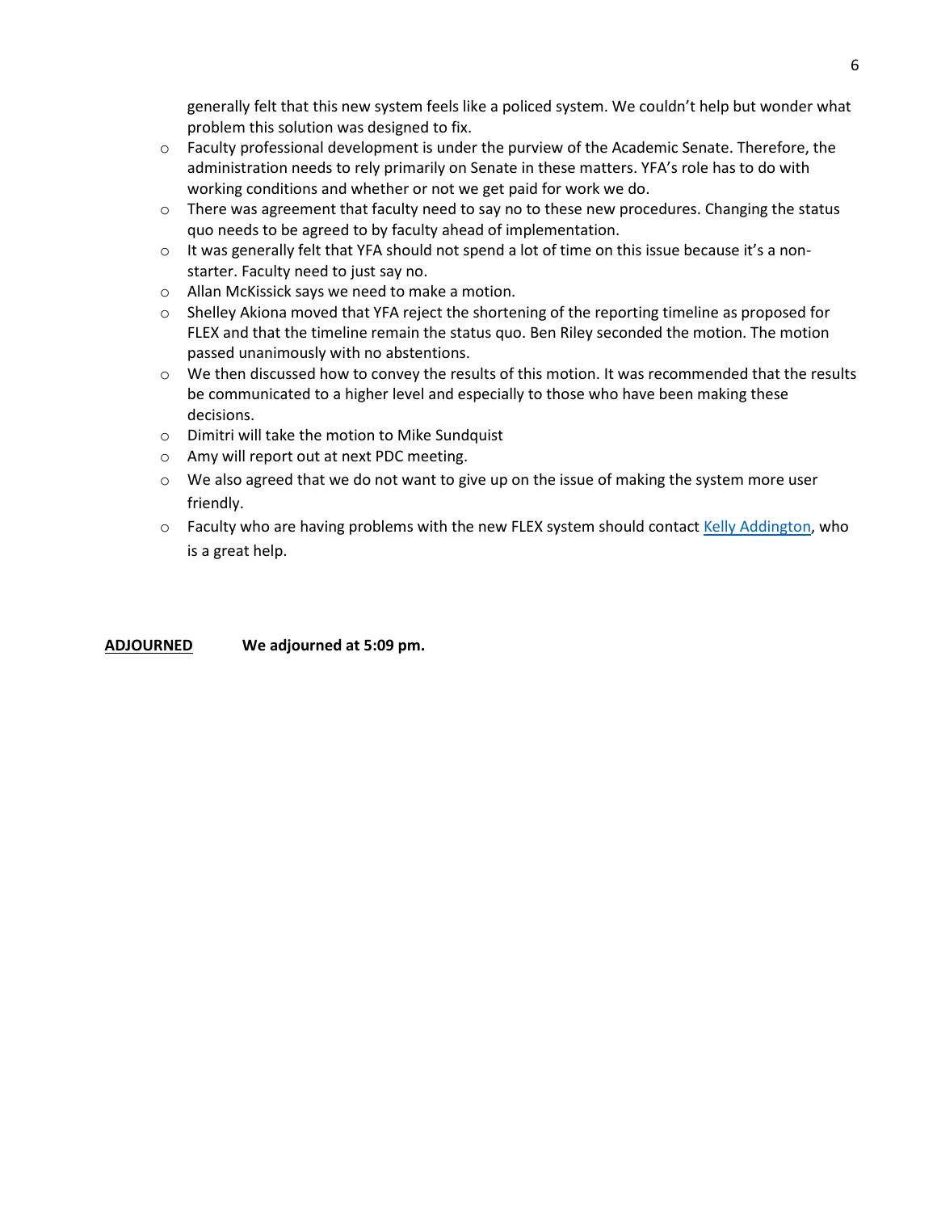generally felt that this new system feels like a policed system. We couldn't help but wonder what problem this solution was designed to fix.

- Faculty professional development is under the purview of the Academic Senate. Therefore, the administration needs to rely primarily on Senate in these matters. YFA's role has to do with working conditions and whether or not we get paid for work we do.
- There was agreement that faculty need to say no to these new procedures. Changing the status quo needs to be agreed to by faculty ahead of implementation.
- It was generally felt that YFA should not spend a lot of time on this issue because it's a non-starter. Faculty need to just say no.
- Allan McKissick says we need to make a motion.
- Shelley Akiona moved that YFA reject the shortening of the reporting timeline as proposed for FLEX and that the timeline remain the status quo. Ben Riley seconded the motion. The motion passed unanimously with no abstentions.
- We then discussed how to convey the results of this motion. It was recommended that the results be communicated to a higher level and especially to those who have been making these decisions.
- Dimitri will take the motion to Mike Sundquist
- Amy will report out at next PDC meeting.
- We also agreed that we do not want to give up on the issue of making the system more user friendly.
- Faculty who are having problems with the new FLEX system should contact Kelly Addington, who is a great help.

**ADJOURNED** **We adjourned at 5:09 pm.**